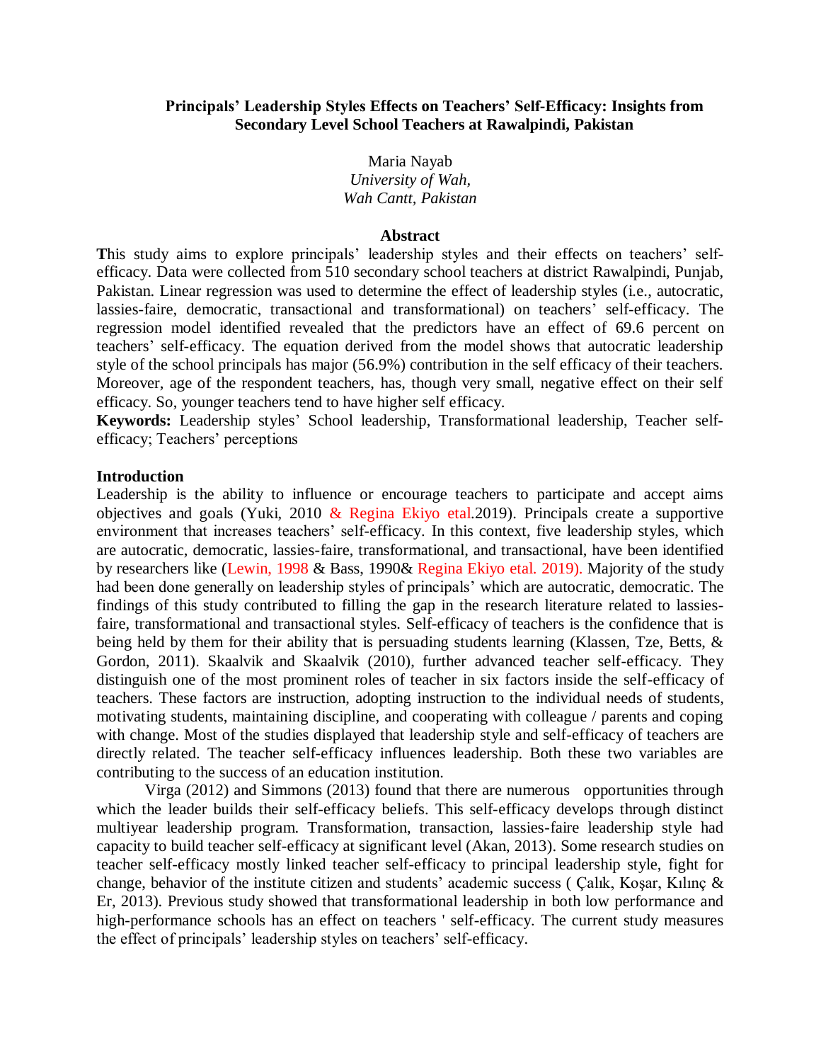# Principals' Leadership Styles Effects on Teachers' Self-Efficacy: Insights from Secondary Level School Teachers at Rawalpindi, Pakistan

Maria Nayab
*University of Wah,*
*Wah Cantt, Pakistan*

## Abstract

**T**his study aims to explore principals' leadership styles and their effects on teachers' self-efficacy. Data were collected from 510 secondary school teachers at district Rawalpindi, Punjab, Pakistan. Linear regression was used to determine the effect of leadership styles (i.e., autocratic, lassies-faire, democratic, transactional and transformational) on teachers' self-efficacy. The regression model identified revealed that the predictors have an effect of 69.6 percent on teachers' self-efficacy. The equation derived from the model shows that autocratic leadership style of the school principals has major (56.9%) contribution in the self efficacy of their teachers. Moreover, age of the respondent teachers, has, though very small, negative effect on their self efficacy. So, younger teachers tend to have higher self efficacy.

**Keywords:** Leadership styles' School leadership, Transformational leadership, Teacher self-efficacy; Teachers' perceptions

## Introduction

Leadership is the ability to influence or encourage teachers to participate and accept aims objectives and goals (Yuki, 2010 & Regina Ekiyo etal.2019). Principals create a supportive environment that increases teachers' self-efficacy. In this context, five leadership styles, which are autocratic, democratic, lassies-faire, transformational, and transactional, have been identified by researchers like (Lewin, 1998 & Bass, 1990& Regina Ekiyo etal. 2019). Majority of the study had been done generally on leadership styles of principals' which are autocratic, democratic. The findings of this study contributed to filling the gap in the research literature related to lassies-faire, transformational and transactional styles. Self-efficacy of teachers is the confidence that is being held by them for their ability that is persuading students learning (Klassen, Tze, Betts, & Gordon, 2011). Skaalvik and Skaalvik (2010), further advanced teacher self-efficacy. They distinguish one of the most prominent roles of teacher in six factors inside the self-efficacy of teachers. These factors are instruction, adopting instruction to the individual needs of students, motivating students, maintaining discipline, and cooperating with colleague / parents and coping with change. Most of the studies displayed that leadership style and self-efficacy of teachers are directly related. The teacher self-efficacy influences leadership. Both these two variables are contributing to the success of an education institution.

Virga (2012) and Simmons (2013) found that there are numerous opportunities through which the leader builds their self-efficacy beliefs. This self-efficacy develops through distinct multiyear leadership program. Transformation, transaction, lassies-faire leadership style had capacity to build teacher self-efficacy at significant level (Akan, 2013). Some research studies on teacher self-efficacy mostly linked teacher self-efficacy to principal leadership style, fight for change, behavior of the institute citizen and students' academic success ( Çalık, Koşar, Kılınç & Er, 2013). Previous study showed that transformational leadership in both low performance and high-performance schools has an effect on teachers ' self-efficacy. The current study measures the effect of principals' leadership styles on teachers' self-efficacy.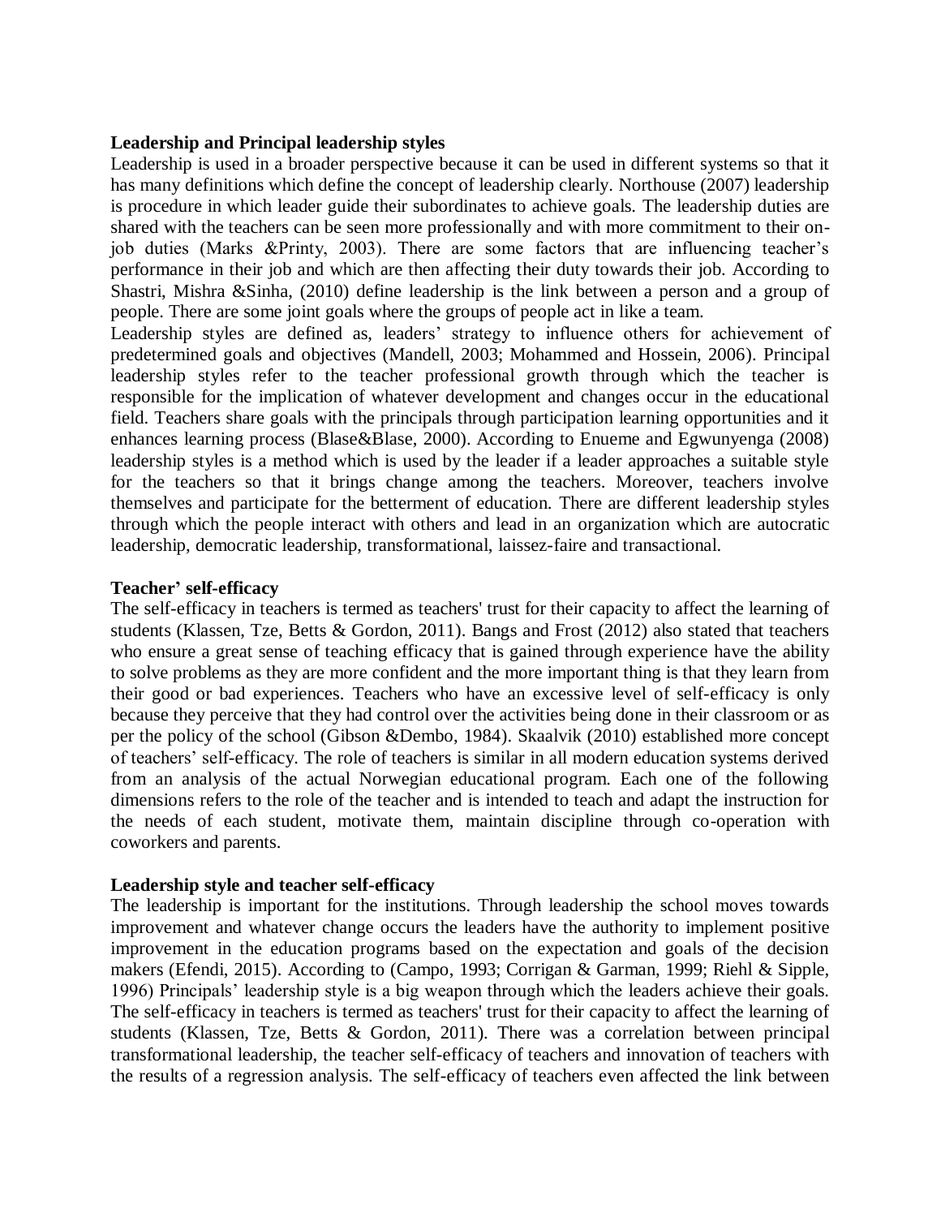**Leadership and Principal leadership styles**

Leadership is used in a broader perspective because it can be used in different systems so that it has many definitions which define the concept of leadership clearly. Northouse (2007) leadership is procedure in which leader guide their subordinates to achieve goals. The leadership duties are shared with the teachers can be seen more professionally and with more commitment to their on-job duties (Marks &Printy, 2003). There are some factors that are influencing teacher's performance in their job and which are then affecting their duty towards their job. According to Shastri, Mishra &Sinha, (2010) define leadership is the link between a person and a group of people. There are some joint goals where the groups of people act in like a team.

Leadership styles are defined as, leaders' strategy to influence others for achievement of predetermined goals and objectives (Mandell, 2003; Mohammed and Hossein, 2006). Principal leadership styles refer to the teacher professional growth through which the teacher is responsible for the implication of whatever development and changes occur in the educational field. Teachers share goals with the principals through participation learning opportunities and it enhances learning process (Blase&Blase, 2000). According to Enueme and Egwunyenga (2008) leadership styles is a method which is used by the leader if a leader approaches a suitable style for the teachers so that it brings change among the teachers. Moreover, teachers involve themselves and participate for the betterment of education. There are different leadership styles through which the people interact with others and lead in an organization which are autocratic leadership, democratic leadership, transformational, laissez-faire and transactional.

**Teacher' self-efficacy**

The self-efficacy in teachers is termed as teachers' trust for their capacity to affect the learning of students (Klassen, Tze, Betts & Gordon, 2011). Bangs and Frost (2012) also stated that teachers who ensure a great sense of teaching efficacy that is gained through experience have the ability to solve problems as they are more confident and the more important thing is that they learn from their good or bad experiences. Teachers who have an excessive level of self-efficacy is only because they perceive that they had control over the activities being done in their classroom or as per the policy of the school (Gibson &Dembo, 1984). Skaalvik (2010) established more concept of teachers' self-efficacy. The role of teachers is similar in all modern education systems derived from an analysis of the actual Norwegian educational program. Each one of the following dimensions refers to the role of the teacher and is intended to teach and adapt the instruction for the needs of each student, motivate them, maintain discipline through co-operation with coworkers and parents.

**Leadership style and teacher self-efficacy**

The leadership is important for the institutions. Through leadership the school moves towards improvement and whatever change occurs the leaders have the authority to implement positive improvement in the education programs based on the expectation and goals of the decision makers (Efendi, 2015). According to (Campo, 1993; Corrigan & Garman, 1999; Riehl & Sipple, 1996) Principals' leadership style is a big weapon through which the leaders achieve their goals. The self-efficacy in teachers is termed as teachers' trust for their capacity to affect the learning of students (Klassen, Tze, Betts & Gordon, 2011). There was a correlation between principal transformational leadership, the teacher self-efficacy of teachers and innovation of teachers with the results of a regression analysis. The self-efficacy of teachers even affected the link between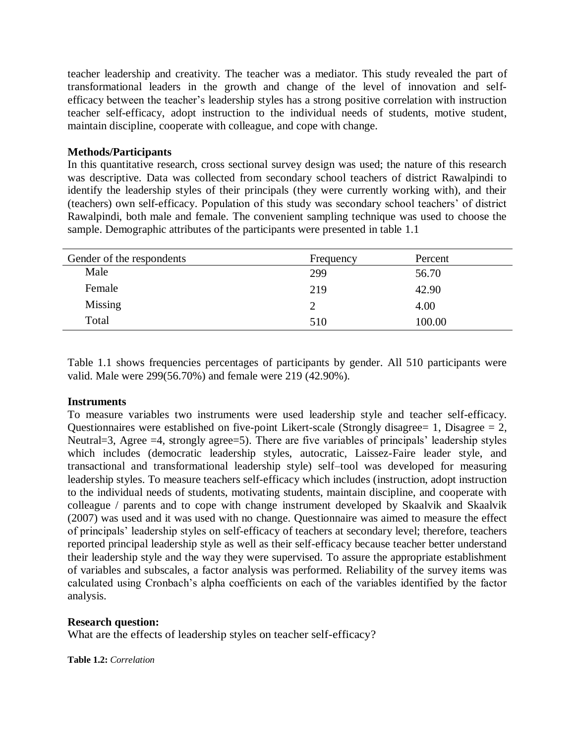teacher leadership and creativity. The teacher was a mediator. This study revealed the part of transformational leaders in the growth and change of the level of innovation and self-efficacy between the teacher's leadership styles has a strong positive correlation with instruction teacher self-efficacy, adopt instruction to the individual needs of students, motive student, maintain discipline, cooperate with colleague, and cope with change.

**Methods/Participants**

In this quantitative research, cross sectional survey design was used; the nature of this research was descriptive. Data was collected from secondary school teachers of district Rawalpindi to identify the leadership styles of their principals (they were currently working with), and their (teachers) own self-efficacy. Population of this study was secondary school teachers' of district Rawalpindi, both male and female. The convenient sampling technique was used to choose the sample. Demographic attributes of the participants were presented in table 1.1

| Gender of the respondents | Frequency | Percent |
|---|---|---|
| Male | 299 | 56.70 |
| Female | 219 | 42.90 |
| Missing | 2 | 4.00 |
| Total | 510 | 100.00 |

Table 1.1 shows frequencies percentages of participants by gender. All 510 participants were valid. Male were 299(56.70%) and female were 219 (42.90%).

**Instruments**

To measure variables two instruments were used leadership style and teacher self-efficacy. Questionnaires were established on five-point Likert-scale (Strongly disagree= 1, Disagree = 2, Neutral=3, Agree =4, strongly agree=5). There are five variables of principals' leadership styles which includes (democratic leadership styles, autocratic, Laissez-Faire leader style, and transactional and transformational leadership style) self–tool was developed for measuring leadership styles. To measure teachers self-efficacy which includes (instruction, adopt instruction to the individual needs of students, motivating students, maintain discipline, and cooperate with colleague / parents and to cope with change instrument developed by Skaalvik and Skaalvik (2007) was used and it was used with no change. Questionnaire was aimed to measure the effect of principals' leadership styles on self-efficacy of teachers at secondary level; therefore, teachers reported principal leadership style as well as their self-efficacy because teacher better understand their leadership style and the way they were supervised. To assure the appropriate establishment of variables and subscales, a factor analysis was performed. Reliability of the survey items was calculated using Cronbach's alpha coefficients on each of the variables identified by the factor analysis.

**Research question:**

What are the effects of leadership styles on teacher self-efficacy?

**Table 1.2:** *Correlation*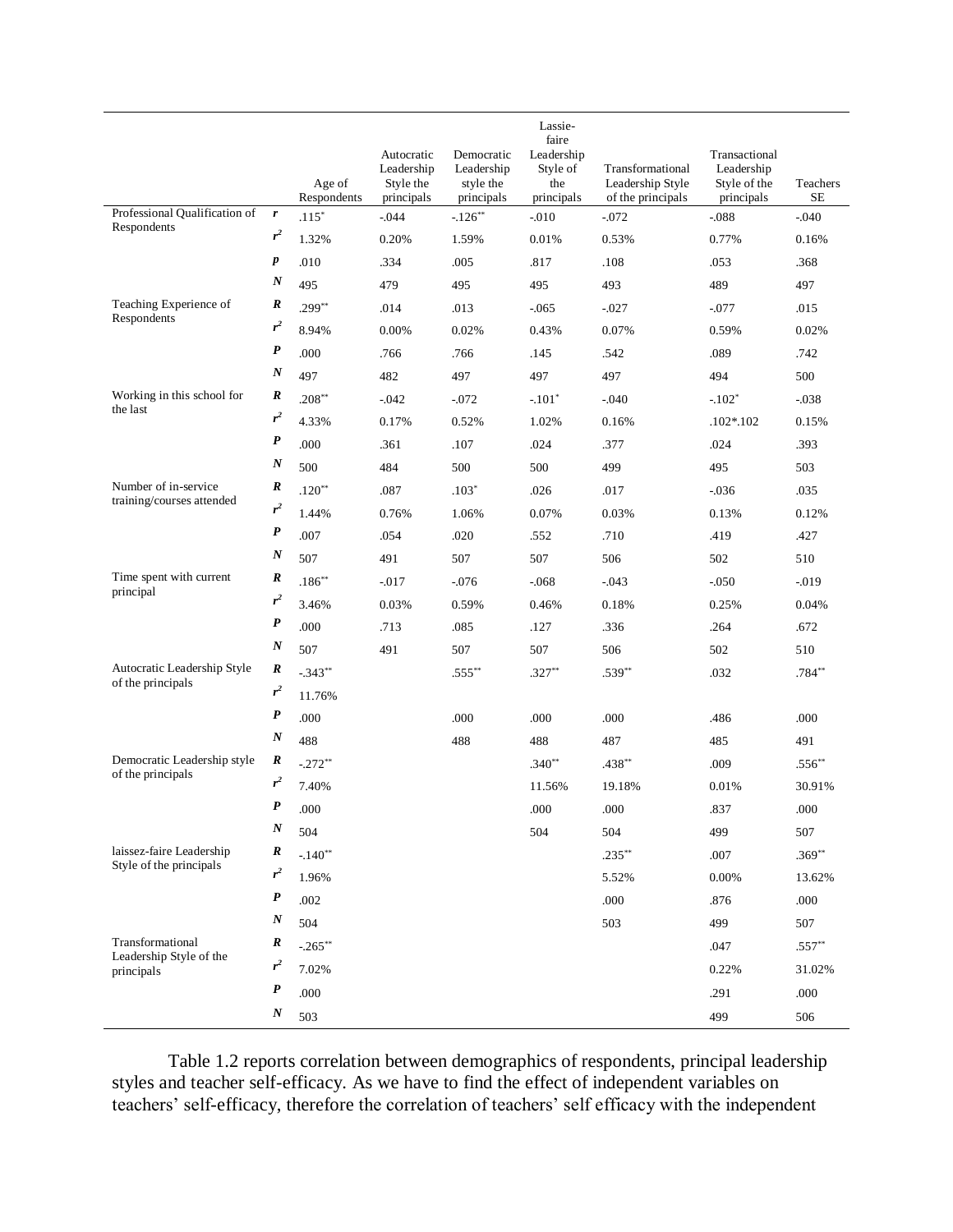| | | Age of Respondents | Autocratic Leadership Style the principals | Democratic Leadership style the principals | Lassie-faire Leadership Style of the principals | Transformational Leadership Style of the principals | Transactional Leadership Style of the principals | Teachers SE |
|---|---|---|---|---|---|---|---|---|
| Professional Qualification of Respondents | *r* | .115* | -.044 | -.126** | -.010 | -.072 | -.088 | -.040 |
| | $r^2$ | 1.32% | 0.20% | 1.59% | 0.01% | 0.53% | 0.77% | 0.16% |
| | *p* | .010 | .334 | .005 | .817 | .108 | .053 | .368 |
| | *N* | 495 | 479 | 495 | 495 | 493 | 489 | 497 |
| Teaching Experience of Respondents | *R* | .299** | .014 | .013 | -.065 | -.027 | -.077 | .015 |
| | $r^2$ | 8.94% | 0.00% | 0.02% | 0.43% | 0.07% | 0.59% | 0.02% |
| | *P* | .000 | .766 | .766 | .145 | .542 | .089 | .742 |
| | *N* | 497 | 482 | 497 | 497 | 497 | 494 | 500 |
| Working in this school for the last | *R* | .208** | -.042 | -.072 | -.101* | -.040 | -.102* | -.038 |
| | $r^2$ | 4.33% | 0.17% | 0.52% | 1.02% | 0.16% | .102*.102 | 0.15% |
| | *P* | .000 | .361 | .107 | .024 | .377 | .024 | .393 |
| | *N* | 500 | 484 | 500 | 500 | 499 | 495 | 503 |
| Number of in-service training/courses attended | *R* | .120** | .087 | .103* | .026 | .017 | -.036 | .035 |
| | $r^2$ | 1.44% | 0.76% | 1.06% | 0.07% | 0.03% | 0.13% | 0.12% |
| | *P* | .007 | .054 | .020 | .552 | .710 | .419 | .427 |
| | *N* | 507 | 491 | 507 | 507 | 506 | 502 | 510 |
| Time spent with current principal | *R* | .186** | -.017 | -.076 | -.068 | -.043 | -.050 | -.019 |
| | $r^2$ | 3.46% | 0.03% | 0.59% | 0.46% | 0.18% | 0.25% | 0.04% |
| | *P* | .000 | .713 | .085 | .127 | .336 | .264 | .672 |
| | *N* | 507 | 491 | 507 | 507 | 506 | 502 | 510 |
| Autocratic Leadership Style of the principals | *R* | -.343** | | .555** | .327** | .539** | .032 | .784** |
| | $r^2$ | 11.76% | | | | | | |
| | *P* | .000 | | .000 | .000 | .000 | .486 | .000 |
| | *N* | 488 | | 488 | 488 | 487 | 485 | 491 |
| Democratic Leadership style of the principals | *R* | -.272** | | | .340** | .438** | .009 | .556** |
| | $r^2$ | 7.40% | | | 11.56% | 19.18% | 0.01% | 30.91% |
| | *P* | .000 | | | .000 | .000 | .837 | .000 |
| | *N* | 504 | | | 504 | 504 | 499 | 507 |
| laissez-faire Leadership Style of the principals | *R* | -.140** | | | | .235** | .007 | .369** |
| | $r^2$ | 1.96% | | | | 5.52% | 0.00% | 13.62% |
| | *P* | .002 | | | | .000 | .876 | .000 |
| | *N* | 504 | | | | 503 | 499 | 507 |
| Transformational Leadership Style of the principals | *R* | -.265** | | | | | .047 | .557** |
| | $r^2$ | 7.02% | | | | | 0.22% | 31.02% |
| | *P* | .000 | | | | | .291 | .000 |
| | *N* | 503 | | | | | 499 | 506 |

Table 1.2 reports correlation between demographics of respondents, principal leadership styles and teacher self-efficacy. As we have to find the effect of independent variables on teachers' self-efficacy, therefore the correlation of teachers' self efficacy with the independent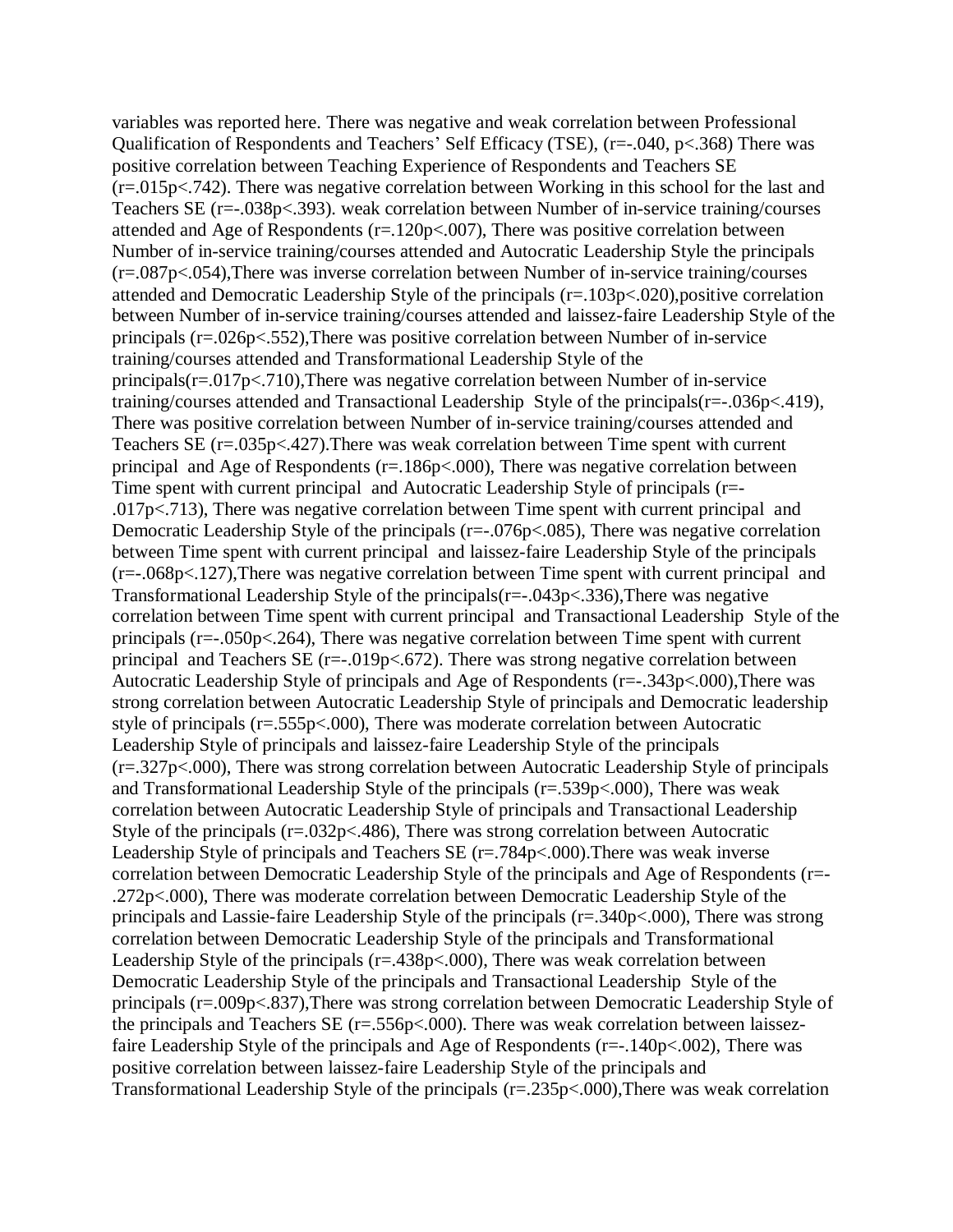variables was reported here. There was negative and weak correlation between Professional Qualification of Respondents and Teachers' Self Efficacy (TSE), ($r=-.040$, $p<.368$) There was positive correlation between Teaching Experience of Respondents and Teachers SE ($r=.015p<.742$). There was negative correlation between Working in this school for the last and Teachers SE ($r=-.038p<.393$). weak correlation between Number of in-service training/courses attended and Age of Respondents ($r=.120p<.007$), There was positive correlation between Number of in-service training/courses attended and Autocratic Leadership Style the principals ($r=.087p<.054$),There was inverse correlation between Number of in-service training/courses attended and Democratic Leadership Style of the principals ($r=.103p<.020$),positive correlation between Number of in-service training/courses attended and laissez-faire Leadership Style of the principals ($r=.026p<.552$),There was positive correlation between Number of in-service training/courses attended and Transformational Leadership Style of the principals($r=.017p<.710$),There was negative correlation between Number of in-service training/courses attended and Transactional Leadership Style of the principals($r=-.036p<.419$), There was positive correlation between Number of in-service training/courses attended and Teachers SE ($r=.035p<.427$).There was weak correlation between Time spent with current principal and Age of Respondents ($r=.186p<.000$), There was negative correlation between Time spent with current principal and Autocratic Leadership Style of principals ($r=-.017p<.713$), There was negative correlation between Time spent with current principal and Democratic Leadership Style of the principals ($r=-.076p<.085$), There was negative correlation between Time spent with current principal and laissez-faire Leadership Style of the principals ($r=-.068p<.127$),There was negative correlation between Time spent with current principal and Transformational Leadership Style of the principals($r=-.043p<.336$),There was negative correlation between Time spent with current principal and Transactional Leadership Style of the principals ($r=-.050p<.264$), There was negative correlation between Time spent with current principal and Teachers SE ($r=-.019p<.672$). There was strong negative correlation between Autocratic Leadership Style of principals and Age of Respondents ($r=-.343p<.000$),There was strong correlation between Autocratic Leadership Style of principals and Democratic leadership style of principals ($r=.555p<.000$), There was moderate correlation between Autocratic Leadership Style of principals and laissez-faire Leadership Style of the principals ($r=.327p<.000$), There was strong correlation between Autocratic Leadership Style of principals and Transformational Leadership Style of the principals ($r=.539p<.000$), There was weak correlation between Autocratic Leadership Style of principals and Transactional Leadership Style of the principals ($r=.032p<.486$), There was strong correlation between Autocratic Leadership Style of principals and Teachers SE ($r=.784p<.000$).There was weak inverse correlation between Democratic Leadership Style of the principals and Age of Respondents ($r=-.272p<.000$), There was moderate correlation between Democratic Leadership Style of the principals and Lassie-faire Leadership Style of the principals ($r=.340p<.000$), There was strong correlation between Democratic Leadership Style of the principals and Transformational Leadership Style of the principals ($r=.438p<.000$), There was weak correlation between Democratic Leadership Style of the principals and Transactional Leadership Style of the principals ($r=.009p<.837$),There was strong correlation between Democratic Leadership Style of the principals and Teachers SE ($r=.556p<.000$). There was weak correlation between laissez-faire Leadership Style of the principals and Age of Respondents ($r=-.140p<.002$), There was positive correlation between laissez-faire Leadership Style of the principals and Transformational Leadership Style of the principals ($r=.235p<.000$),There was weak correlation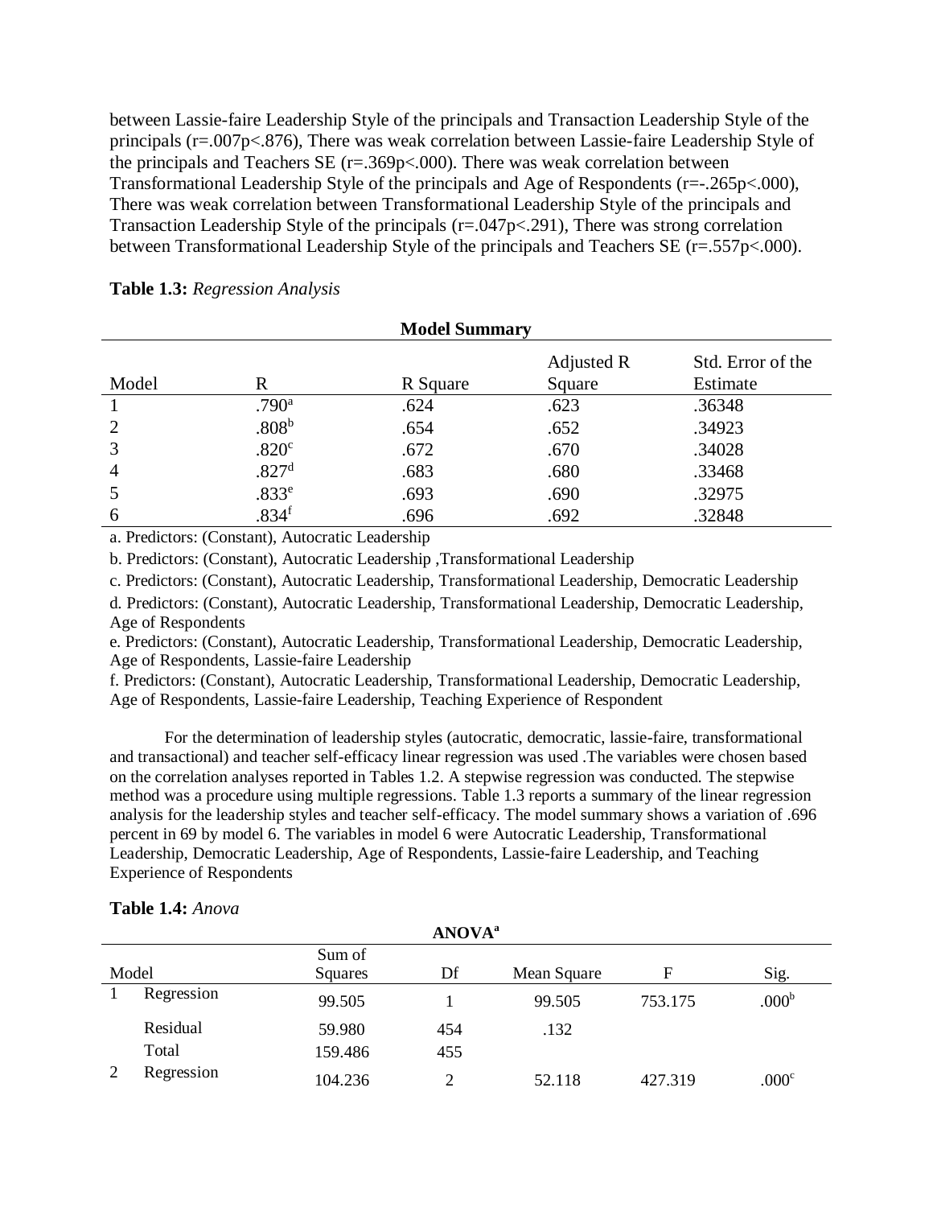between Lassie-faire Leadership Style of the principals and Transaction Leadership Style of the principals (r=.007p<.876), There was weak correlation between Lassie-faire Leadership Style of the principals and Teachers SE (r=.369p<.000). There was weak correlation between Transformational Leadership Style of the principals and Age of Respondents (r=-.265p<.000), There was weak correlation between Transformational Leadership Style of the principals and Transaction Leadership Style of the principals (r=.047p<.291), There was strong correlation between Transformational Leadership Style of the principals and Teachers SE (r=.557p<.000).

**Table 1.3:** *Regression Analysis*

**Model Summary**

| Model | R | R Square | Adjusted R Square | Std. Error of the Estimate |
|---|---|---|---|---|
| 1 | .790[a] | .624 | .623 | .36348 |
| 2 | .808[b] | .654 | .652 | .34923 |
| 3 | .820[c] | .672 | .670 | .34028 |
| 4 | .827[d] | .683 | .680 | .33468 |
| 5 | .833[e] | .693 | .690 | .32975 |
| 6 | .834[f] | .696 | .692 | .32848 |

a. Predictors: (Constant), Autocratic Leadership

b. Predictors: (Constant), Autocratic Leadership ,Transformational Leadership

c. Predictors: (Constant), Autocratic Leadership, Transformational Leadership, Democratic Leadership

d. Predictors: (Constant), Autocratic Leadership, Transformational Leadership, Democratic Leadership, Age of Respondents

e. Predictors: (Constant), Autocratic Leadership, Transformational Leadership, Democratic Leadership, Age of Respondents, Lassie-faire Leadership

f. Predictors: (Constant), Autocratic Leadership, Transformational Leadership, Democratic Leadership, Age of Respondents, Lassie-faire Leadership, Teaching Experience of Respondent

For the determination of leadership styles (autocratic, democratic, lassie-faire, transformational and transactional) and teacher self-efficacy linear regression was used .The variables were chosen based on the correlation analyses reported in Tables 1.2. A stepwise regression was conducted. The stepwise method was a procedure using multiple regressions. Table 1.3 reports a summary of the linear regression analysis for the leadership styles and teacher self-efficacy. The model summary shows a variation of .696 percent in 69 by model 6. The variables in model 6 were Autocratic Leadership, Transformational Leadership, Democratic Leadership, Age of Respondents, Lassie-faire Leadership, and Teaching Experience of Respondents

**Table 1.4:** *Anova*

**ANOVA[a]**

| Model | | Sum of Squares | Df | Mean Square | F | Sig. |
|---|---|---|---|---|---|---|
| 1 | Regression | 99.505 | 1 | 99.505 | 753.175 | .000[b] |
| | Residual | 59.980 | 454 | .132 | | |
| | Total | 159.486 | 455 | | | |
| 2 | Regression | 104.236 | 2 | 52.118 | 427.319 | .000[c] |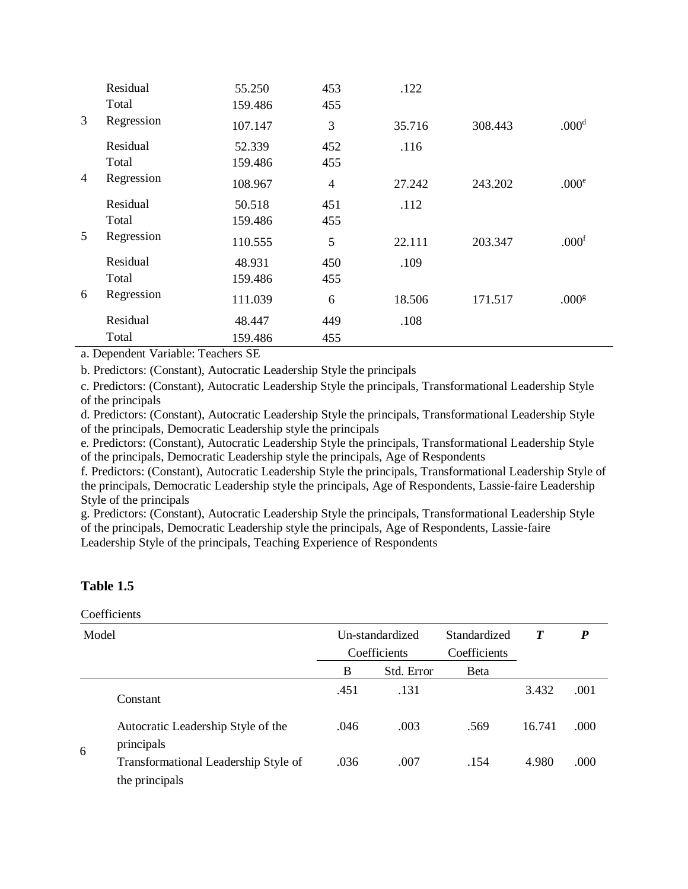| | | | | | | |
|---|---|---|---|---|---|---|
| | Residual | 55.250 | 453 | .122 | | |
| | Total | 159.486 | 455 | | | |
| 3 | Regression | 107.147 | 3 | 35.716 | 308.443 | .000[d] |
| | Residual | 52.339 | 452 | .116 | | |
| | Total | 159.486 | 455 | | | |
| 4 | Regression | 108.967 | 4 | 27.242 | 243.202 | .000[e] |
| | Residual | 50.518 | 451 | .112 | | |
| | Total | 159.486 | 455 | | | |
| 5 | Regression | 110.555 | 5 | 22.111 | 203.347 | .000[f] |
| | Residual | 48.931 | 450 | .109 | | |
| | Total | 159.486 | 455 | | | |
| 6 | Regression | 111.039 | 6 | 18.506 | 171.517 | .000[g] |
| | Residual | 48.447 | 449 | .108 | | |
| | Total | 159.486 | 455 | | | |

a. Dependent Variable: Teachers SE

b. Predictors: (Constant), Autocratic Leadership Style the principals

c. Predictors: (Constant), Autocratic Leadership Style the principals, Transformational Leadership Style of the principals

d. Predictors: (Constant), Autocratic Leadership Style the principals, Transformational Leadership Style of the principals, Democratic Leadership style the principals

e. Predictors: (Constant), Autocratic Leadership Style the principals, Transformational Leadership Style of the principals, Democratic Leadership style the principals, Age of Respondents

f. Predictors: (Constant), Autocratic Leadership Style the principals, Transformational Leadership Style of the principals, Democratic Leadership style the principals, Age of Respondents, Lassie-faire Leadership Style of the principals

g. Predictors: (Constant), Autocratic Leadership Style the principals, Transformational Leadership Style of the principals, Democratic Leadership style the principals, Age of Respondents, Lassie-faire Leadership Style of the principals, Teaching Experience of Respondents

**Table 1.5**

Coefficients

| Model | | Un-standardized Coefficients | | Standardized Coefficients | ***T*** | ***P*** |
|---|---|---|---|---|---|---|
| | | B | Std. Error | Beta | | |
| 6 | Constant | .451 | .131 | | 3.432 | .001 |
| | Autocratic Leadership Style of the principals | .046 | .003 | .569 | 16.741 | .000 |
| | Transformational Leadership Style of the principals | .036 | .007 | .154 | 4.980 | .000 |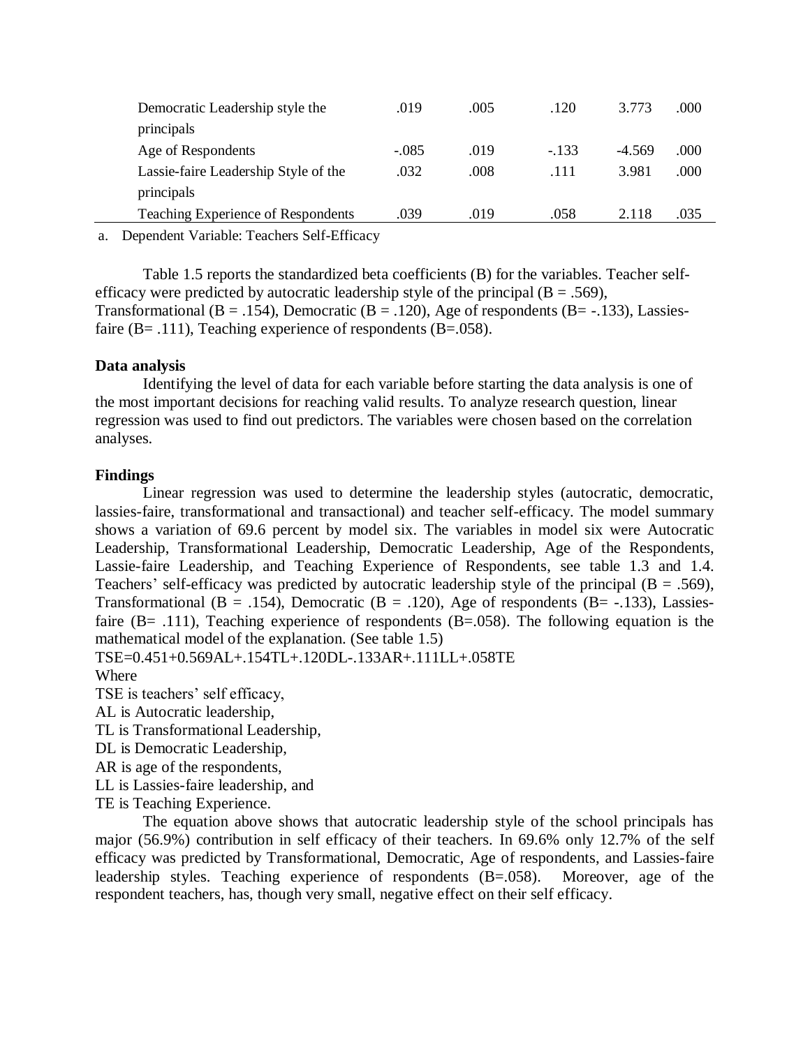| | | | | | |
|---|---|---|---|---|---|
| Democratic Leadership style the principals | .019 | .005 | .120 | 3.773 | .000 |
| Age of Respondents | -.085 | .019 | -.133 | -4.569 | .000 |
| Lassie-faire Leadership Style of the principals | .032 | .008 | .111 | 3.981 | .000 |
| Teaching Experience of Respondents | .039 | .019 | .058 | 2.118 | .035 |

a. Dependent Variable: Teachers Self-Efficacy

Table 1.5 reports the standardized beta coefficients (B) for the variables. Teacher self-efficacy were predicted by autocratic leadership style of the principal (B = .569), Transformational (B = .154), Democratic (B = .120), Age of respondents (B= -.133), Lassies-faire (B= .111), Teaching experience of respondents (B=.058).

**Data analysis**

Identifying the level of data for each variable before starting the data analysis is one of the most important decisions for reaching valid results. To analyze research question, linear regression was used to find out predictors. The variables were chosen based on the correlation analyses.

**Findings**

Linear regression was used to determine the leadership styles (autocratic, democratic, lassies-faire, transformational and transactional) and teacher self-efficacy. The model summary shows a variation of 69.6 percent by model six. The variables in model six were Autocratic Leadership, Transformational Leadership, Democratic Leadership, Age of the Respondents, Lassie-faire Leadership, and Teaching Experience of Respondents, see table 1.3 and 1.4. Teachers' self-efficacy was predicted by autocratic leadership style of the principal (B = .569), Transformational (B = .154), Democratic (B = .120), Age of respondents (B= -.133), Lassies-faire (B= .111), Teaching experience of respondents (B=.058). The following equation is the mathematical model of the explanation. (See table 1.5)

$$TSE = 0.451 + 0.569AL + .154TL + .120DL - .133AR + .111LL + .058TE$$

Where

TSE is teachers' self efficacy,
AL is Autocratic leadership,
TL is Transformational Leadership,
DL is Democratic Leadership,
AR is age of the respondents,
LL is Lassies-faire leadership, and
TE is Teaching Experience.

The equation above shows that autocratic leadership style of the school principals has major (56.9%) contribution in self efficacy of their teachers. In 69.6% only 12.7% of the self efficacy was predicted by Transformational, Democratic, Age of respondents, and Lassies-faire leadership styles. Teaching experience of respondents (B=.058). Moreover, age of the respondent teachers, has, though very small, negative effect on their self efficacy.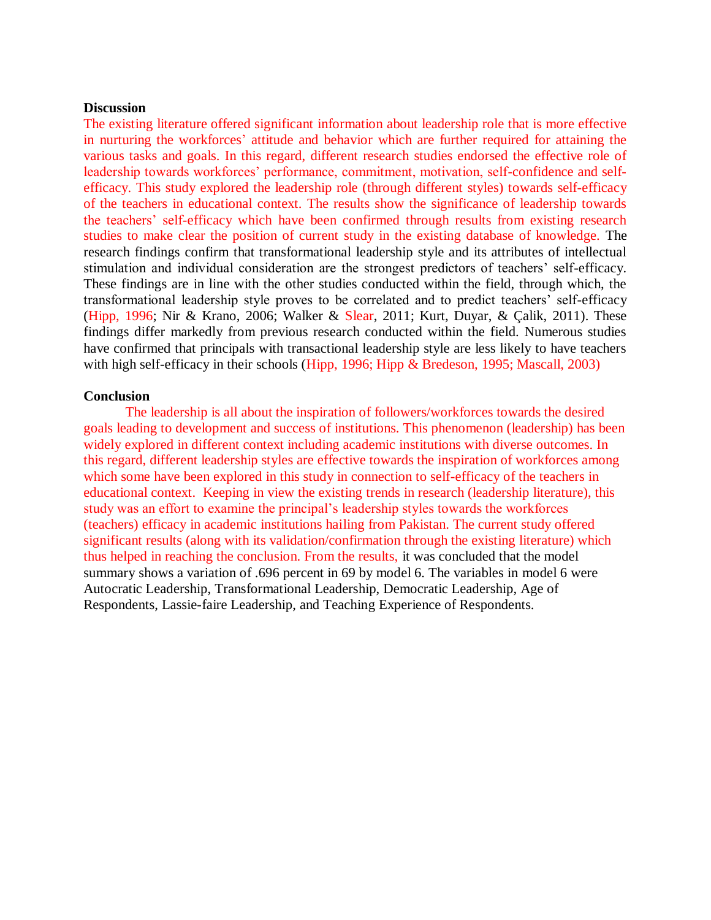## Discussion

The existing literature offered significant information about leadership role that is more effective in nurturing the workforces' attitude and behavior which are further required for attaining the various tasks and goals. In this regard, different research studies endorsed the effective role of leadership towards workforces' performance, commitment, motivation, self-confidence and self-efficacy. This study explored the leadership role (through different styles) towards self-efficacy of the teachers in educational context. The results show the significance of leadership towards the teachers' self-efficacy which have been confirmed through results from existing research studies to make clear the position of current study in the existing database of knowledge. The research findings confirm that transformational leadership style and its attributes of intellectual stimulation and individual consideration are the strongest predictors of teachers' self-efficacy. These findings are in line with the other studies conducted within the field, through which, the transformational leadership style proves to be correlated and to predict teachers' self-efficacy (Hipp, 1996; Nir & Krano, 2006; Walker & Slear, 2011; Kurt, Duyar, & Çalik, 2011). These findings differ markedly from previous research conducted within the field. Numerous studies have confirmed that principals with transactional leadership style are less likely to have teachers with high self-efficacy in their schools (Hipp, 1996; Hipp & Bredeson, 1995; Mascall, 2003)

## Conclusion

The leadership is all about the inspiration of followers/workforces towards the desired goals leading to development and success of institutions. This phenomenon (leadership) has been widely explored in different context including academic institutions with diverse outcomes. In this regard, different leadership styles are effective towards the inspiration of workforces among which some have been explored in this study in connection to self-efficacy of the teachers in educational context. Keeping in view the existing trends in research (leadership literature), this study was an effort to examine the principal's leadership styles towards the workforces (teachers) efficacy in academic institutions hailing from Pakistan. The current study offered significant results (along with its validation/confirmation through the existing literature) which thus helped in reaching the conclusion. From the results, it was concluded that the model summary shows a variation of .696 percent in 69 by model 6. The variables in model 6 were Autocratic Leadership, Transformational Leadership, Democratic Leadership, Age of Respondents, Lassie-faire Leadership, and Teaching Experience of Respondents.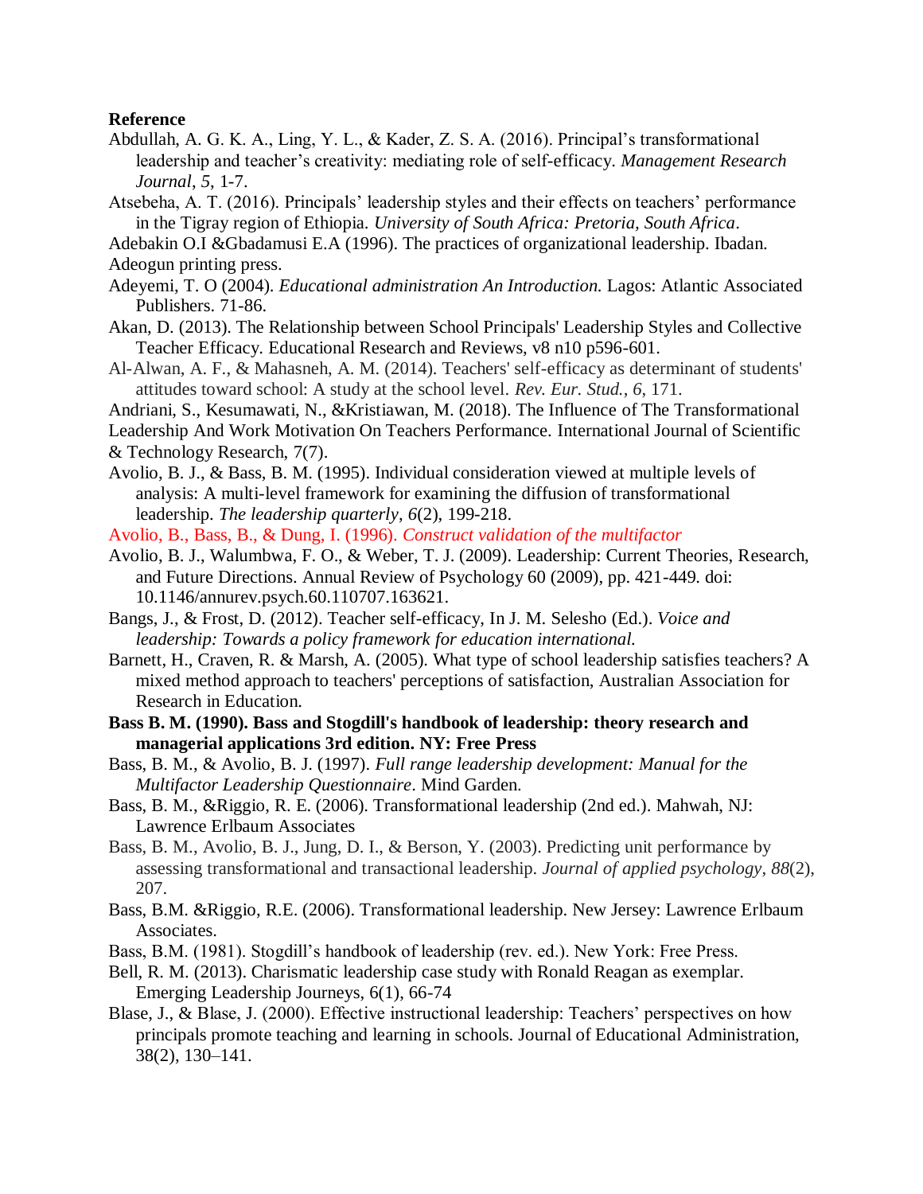**Reference**

Abdullah, A. G. K. A., Ling, Y. L., & Kader, Z. S. A. (2016). Principal's transformational leadership and teacher's creativity: mediating role of self-efficacy. *Management Research Journal*, *5*, 1-7.

Atsebeha, A. T. (2016). Principals' leadership styles and their effects on teachers' performance in the Tigray region of Ethiopia. *University of South Africa: Pretoria, South Africa*.

Adebakin O.I &Gbadamusi E.A (1996). The practices of organizational leadership. Ibadan. Adeogun printing press.

Adeyemi, T. O (2004). *Educational administration An Introduction.* Lagos: Atlantic Associated Publishers. 71-86.

Akan, D. (2013). The Relationship between School Principals' Leadership Styles and Collective Teacher Efficacy. Educational Research and Reviews, v8 n10 p596-601.

Al-Alwan, A. F., & Mahasneh, A. M. (2014). Teachers' self-efficacy as determinant of students' attitudes toward school: A study at the school level. *Rev. Eur. Stud.*, *6*, 171.

Andriani, S., Kesumawati, N., &Kristiawan, M. (2018). The Influence of The Transformational Leadership And Work Motivation On Teachers Performance. International Journal of Scientific & Technology Research, 7(7).

Avolio, B. J., & Bass, B. M. (1995). Individual consideration viewed at multiple levels of analysis: A multi-level framework for examining the diffusion of transformational leadership. *The leadership quarterly*, *6*(2), 199-218.

Avolio, B., Bass, B., & Dung, I. (1996). *Construct validation of the multifactor*

Avolio, B. J., Walumbwa, F. O., & Weber, T. J. (2009). Leadership: Current Theories, Research, and Future Directions. Annual Review of Psychology 60 (2009), pp. 421-449. doi: 10.1146/annurev.psych.60.110707.163621.

Bangs, J., & Frost, D. (2012). Teacher self-efficacy, In J. M. Selesho (Ed.). *Voice and leadership: Towards a policy framework for education international.*

Barnett, H., Craven, R. & Marsh, A. (2005). What type of school leadership satisfies teachers? A mixed method approach to teachers' perceptions of satisfaction, Australian Association for Research in Education.

**Bass B. M. (1990). Bass and Stogdill's handbook of leadership: theory research and managerial applications 3rd edition. NY: Free Press**

Bass, B. M., & Avolio, B. J. (1997). *Full range leadership development: Manual for the Multifactor Leadership Questionnaire*. Mind Garden.

Bass, B. M., &Riggio, R. E. (2006). Transformational leadership (2nd ed.). Mahwah, NJ: Lawrence Erlbaum Associates

Bass, B. M., Avolio, B. J., Jung, D. I., & Berson, Y. (2003). Predicting unit performance by assessing transformational and transactional leadership. *Journal of applied psychology*, *88*(2), 207.

Bass, B.M. &Riggio, R.E. (2006). Transformational leadership. New Jersey: Lawrence Erlbaum Associates.

Bass, B.M. (1981). Stogdill's handbook of leadership (rev. ed.). New York: Free Press.

Bell, R. M. (2013). Charismatic leadership case study with Ronald Reagan as exemplar. Emerging Leadership Journeys, 6(1), 66-74

Blase, J., & Blase, J. (2000). Effective instructional leadership: Teachers' perspectives on how principals promote teaching and learning in schools. Journal of Educational Administration, 38(2), 130–141.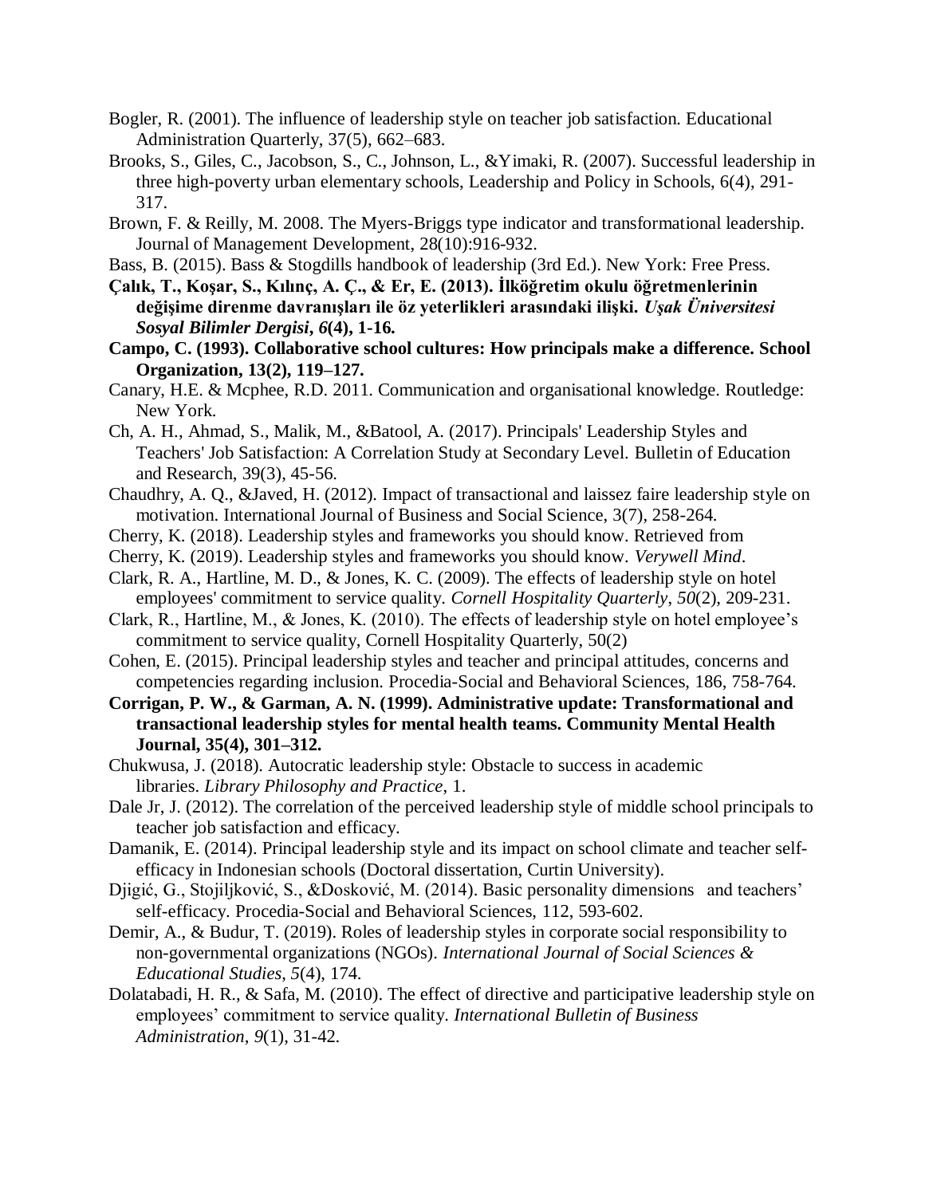Bogler, R. (2001). The influence of leadership style on teacher job satisfaction. Educational Administration Quarterly, 37(5), 662–683.

Brooks, S., Giles, C., Jacobson, S., C., Johnson, L., &Yimaki, R. (2007). Successful leadership in three high-poverty urban elementary schools, Leadership and Policy in Schools, 6(4), 291-317.

Brown, F. & Reilly, M. 2008. The Myers-Briggs type indicator and transformational leadership. Journal of Management Development, 28(10):916-932.

Bass, B. (2015). Bass & Stogdills handbook of leadership (3rd Ed.). New York: Free Press.

**Çalık, T., Koşar, S., Kılınç, A. Ç., & Er, E. (2013). İlköğretim okulu öğretmenlerinin değişime direnme davranışları ile öz yeterlikleri arasındaki ilişki. *Uşak Üniversitesi Sosyal Bilimler Dergisi*, *6*(4), 1-16.**

**Campo, C. (1993). Collaborative school cultures: How principals make a difference. School Organization, 13(2), 119–127.**

Canary, H.E. & Mcphee, R.D. 2011. Communication and organisational knowledge. Routledge: New York.

Ch, A. H., Ahmad, S., Malik, M., &Batool, A. (2017). Principals' Leadership Styles and Teachers' Job Satisfaction: A Correlation Study at Secondary Level. Bulletin of Education and Research, 39(3), 45-56.

Chaudhry, A. Q., &Javed, H. (2012). Impact of transactional and laissez faire leadership style on motivation. International Journal of Business and Social Science, 3(7), 258-264.

Cherry, K. (2018). Leadership styles and frameworks you should know. Retrieved from

Cherry, K. (2019). Leadership styles and frameworks you should know. *Verywell Mind*.

Clark, R. A., Hartline, M. D., & Jones, K. C. (2009). The effects of leadership style on hotel employees' commitment to service quality. *Cornell Hospitality Quarterly*, *50*(2), 209-231.

Clark, R., Hartline, M., & Jones, K. (2010). The effects of leadership style on hotel employee's commitment to service quality, Cornell Hospitality Quarterly, 50(2)

Cohen, E. (2015). Principal leadership styles and teacher and principal attitudes, concerns and competencies regarding inclusion. Procedia-Social and Behavioral Sciences, 186, 758-764.

**Corrigan, P. W., & Garman, A. N. (1999). Administrative update: Transformational and transactional leadership styles for mental health teams. Community Mental Health Journal, 35(4), 301–312.**

Chukwusa, J. (2018). Autocratic leadership style: Obstacle to success in academic libraries. *Library Philosophy and Practice*, 1.

Dale Jr, J. (2012). The correlation of the perceived leadership style of middle school principals to teacher job satisfaction and efficacy.

Damanik, E. (2014). Principal leadership style and its impact on school climate and teacher self-efficacy in Indonesian schools (Doctoral dissertation, Curtin University).

Djigić, G., Stojiljković, S., &Dosković, M. (2014). Basic personality dimensions and teachers' self-efficacy. Procedia-Social and Behavioral Sciences, 112, 593-602.

Demir, A., & Budur, T. (2019). Roles of leadership styles in corporate social responsibility to non-governmental organizations (NGOs). *International Journal of Social Sciences & Educational Studies*, *5*(4), 174.

Dolatabadi, H. R., & Safa, M. (2010). The effect of directive and participative leadership style on employees' commitment to service quality. *International Bulletin of Business Administration*, *9*(1), 31-42.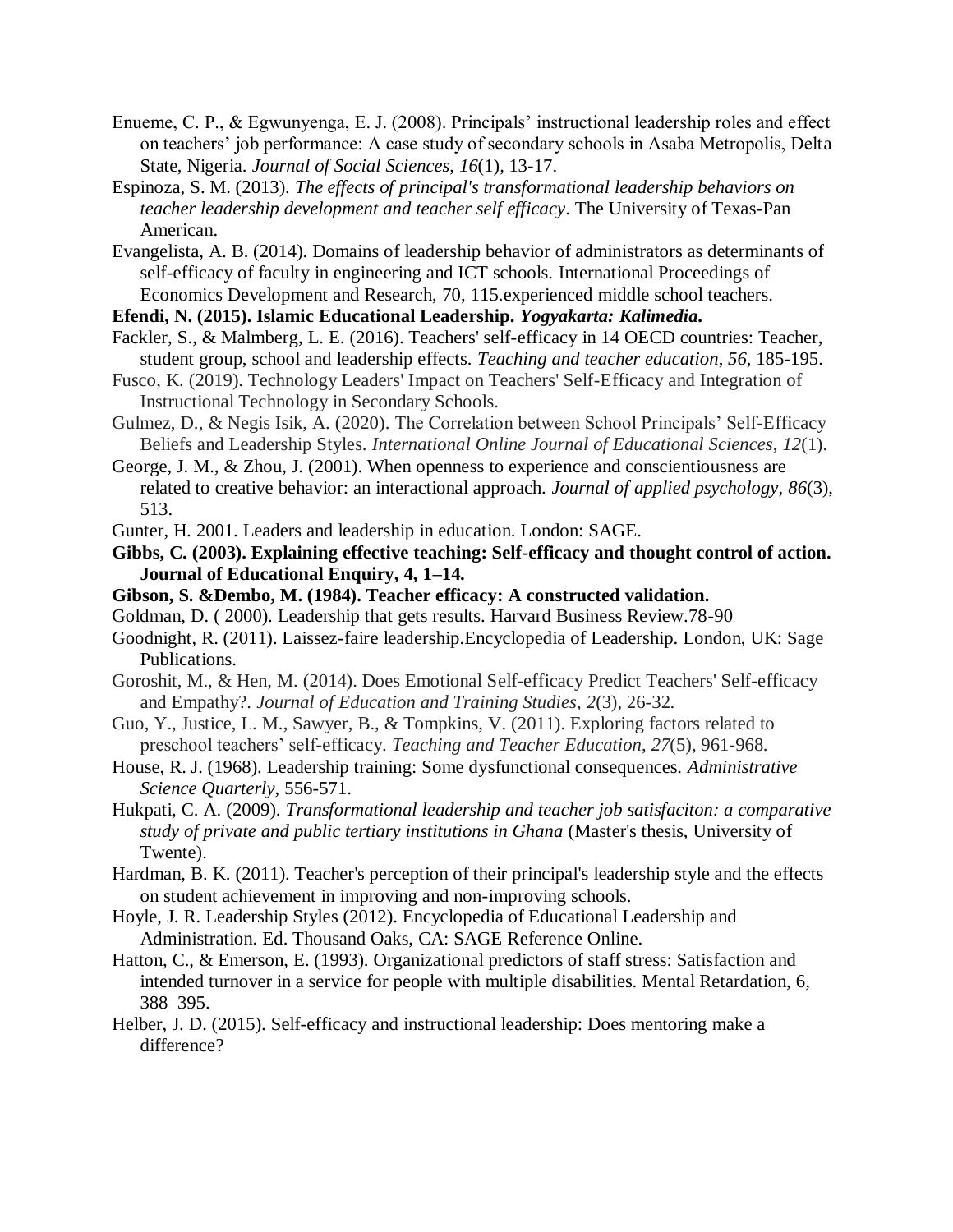Enueme, C. P., & Egwunyenga, E. J. (2008). Principals' instructional leadership roles and effect on teachers' job performance: A case study of secondary schools in Asaba Metropolis, Delta State, Nigeria. *Journal of Social Sciences*, *16*(1), 13-17.

Espinoza, S. M. (2013). *The effects of principal's transformational leadership behaviors on teacher leadership development and teacher self efficacy*. The University of Texas-Pan American.

Evangelista, A. B. (2014). Domains of leadership behavior of administrators as determinants of self-efficacy of faculty in engineering and ICT schools. International Proceedings of Economics Development and Research, 70, 115.experienced middle school teachers.

**Efendi, N. (2015). Islamic Educational Leadership. *Yogyakarta: Kalimedia.***

Fackler, S., & Malmberg, L. E. (2016). Teachers' self-efficacy in 14 OECD countries: Teacher, student group, school and leadership effects. *Teaching and teacher education*, *56*, 185-195.

Fusco, K. (2019). Technology Leaders' Impact on Teachers' Self-Efficacy and Integration of Instructional Technology in Secondary Schools.

Gulmez, D., & Negis Isik, A. (2020). The Correlation between School Principals' Self-Efficacy Beliefs and Leadership Styles. *International Online Journal of Educational Sciences*, *12*(1).

George, J. M., & Zhou, J. (2001). When openness to experience and conscientiousness are related to creative behavior: an interactional approach. *Journal of applied psychology*, *86*(3), 513.

Gunter, H. 2001. Leaders and leadership in education. London: SAGE.

**Gibbs, C. (2003). Explaining effective teaching: Self-efficacy and thought control of action. Journal of Educational Enquiry, 4, 1–14.**

**Gibson, S. &Dembo, M. (1984). Teacher efficacy: A constructed validation.**

Goldman, D. ( 2000). Leadership that gets results. Harvard Business Review.78-90

Goodnight, R. (2011). Laissez-faire leadership.Encyclopedia of Leadership. London, UK: Sage Publications.

Goroshit, M., & Hen, M. (2014). Does Emotional Self-efficacy Predict Teachers' Self-efficacy and Empathy?. *Journal of Education and Training Studies*, *2*(3), 26-32.

Guo, Y., Justice, L. M., Sawyer, B., & Tompkins, V. (2011). Exploring factors related to preschool teachers' self-efficacy. *Teaching and Teacher Education*, *27*(5), 961-968.

House, R. J. (1968). Leadership training: Some dysfunctional consequences. *Administrative Science Quarterly*, 556-571.

Hukpati, C. A. (2009). *Transformational leadership and teacher job satisfaciton: a comparative study of private and public tertiary institutions in Ghana* (Master's thesis, University of Twente).

Hardman, B. K. (2011). Teacher's perception of their principal's leadership style and the effects on student achievement in improving and non-improving schools.

Hoyle, J. R. Leadership Styles (2012). Encyclopedia of Educational Leadership and Administration. Ed. Thousand Oaks, CA: SAGE Reference Online.

Hatton, C., & Emerson, E. (1993). Organizational predictors of staff stress: Satisfaction and intended turnover in a service for people with multiple disabilities. Mental Retardation, 6, 388–395.

Helber, J. D. (2015). Self-efficacy and instructional leadership: Does mentoring make a difference?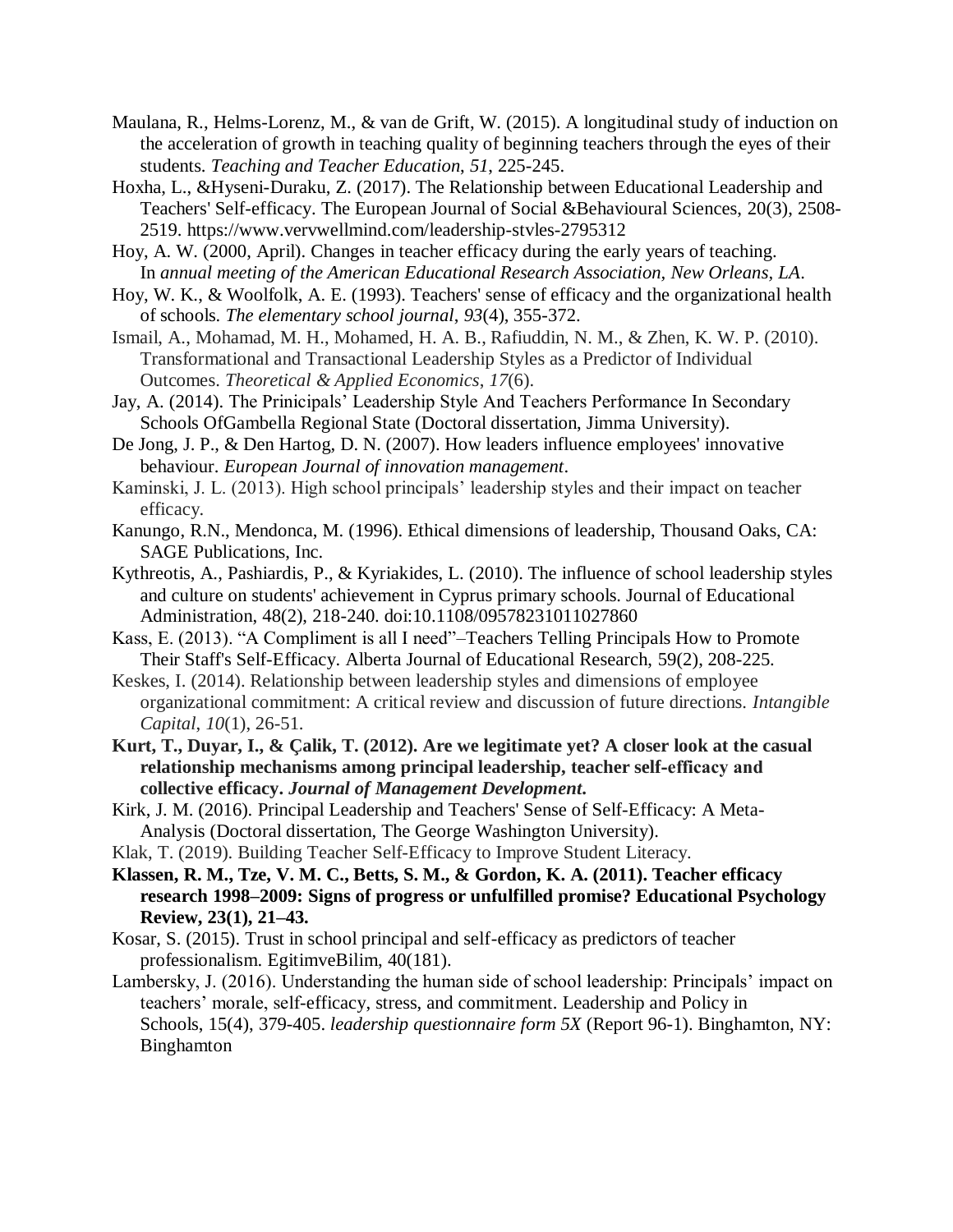Maulana, R., Helms-Lorenz, M., & van de Grift, W. (2015). A longitudinal study of induction on the acceleration of growth in teaching quality of beginning teachers through the eyes of their students. *Teaching and Teacher Education*, *51*, 225-245.

Hoxha, L., &Hyseni-Duraku, Z. (2017). The Relationship between Educational Leadership and Teachers' Self-efficacy. The European Journal of Social &Behavioural Sciences, 20(3), 2508-2519. https://www.vervwellmind.com/leadership-stvles-2795312

Hoy, A. W. (2000, April). Changes in teacher efficacy during the early years of teaching. In *annual meeting of the American Educational Research Association, New Orleans, LA*.

Hoy, W. K., & Woolfolk, A. E. (1993). Teachers' sense of efficacy and the organizational health of schools. *The elementary school journal*, *93*(4), 355-372.

Ismail, A., Mohamad, M. H., Mohamed, H. A. B., Rafiuddin, N. M., & Zhen, K. W. P. (2010). Transformational and Transactional Leadership Styles as a Predictor of Individual Outcomes. *Theoretical & Applied Economics*, *17*(6).

Jay, A. (2014). The Prinicipals' Leadership Style And Teachers Performance In Secondary Schools OfGambella Regional State (Doctoral dissertation, Jimma University).

De Jong, J. P., & Den Hartog, D. N. (2007). How leaders influence employees' innovative behaviour. *European Journal of innovation management*.

Kaminski, J. L. (2013). High school principals' leadership styles and their impact on teacher efficacy.

Kanungo, R.N., Mendonca, M. (1996). Ethical dimensions of leadership, Thousand Oaks, CA: SAGE Publications, Inc.

Kythreotis, A., Pashiardis, P., & Kyriakides, L. (2010). The influence of school leadership styles and culture on students' achievement in Cyprus primary schools. Journal of Educational Administration, 48(2), 218-240. doi:10.1108/09578231011027860

Kass, E. (2013). "A Compliment is all I need"–Teachers Telling Principals How to Promote Their Staff's Self-Efficacy. Alberta Journal of Educational Research, 59(2), 208-225.

Keskes, I. (2014). Relationship between leadership styles and dimensions of employee organizational commitment: A critical review and discussion of future directions. *Intangible Capital*, *10*(1), 26-51.

**Kurt, T., Duyar, I., & Çalik, T. (2012). Are we legitimate yet? A closer look at the casual relationship mechanisms among principal leadership, teacher self-efficacy and collective efficacy. *Journal of Management Development*.**

Kirk, J. M. (2016). Principal Leadership and Teachers' Sense of Self-Efficacy: A Meta-Analysis (Doctoral dissertation, The George Washington University).

Klak, T. (2019). Building Teacher Self-Efficacy to Improve Student Literacy.

**Klassen, R. M., Tze, V. M. C., Betts, S. M., & Gordon, K. A. (2011). Teacher efficacy research 1998–2009: Signs of progress or unfulfilled promise? Educational Psychology Review, 23(1), 21–43.**

Kosar, S. (2015). Trust in school principal and self-efficacy as predictors of teacher professionalism. EgitimveBilim, 40(181).

Lambersky, J. (2016). Understanding the human side of school leadership: Principals' impact on teachers' morale, self-efficacy, stress, and commitment. Leadership and Policy in Schools, 15(4), 379-405. *leadership questionnaire form 5X* (Report 96-1). Binghamton, NY: Binghamton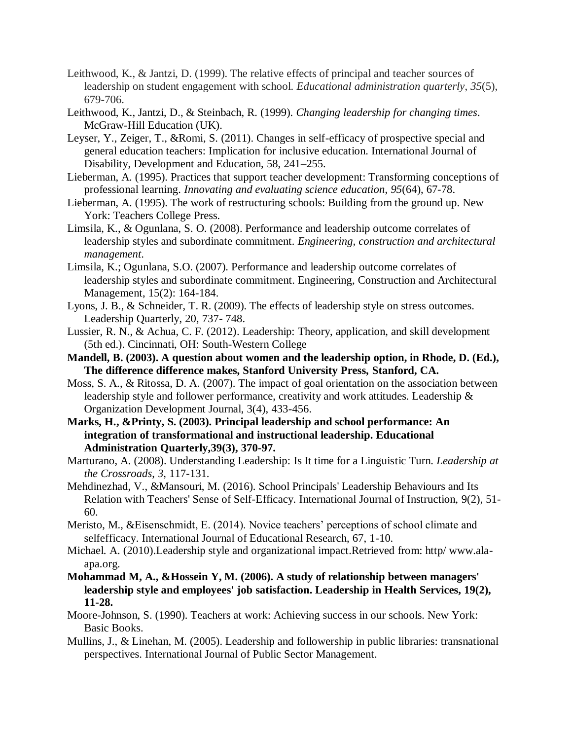Leithwood, K., & Jantzi, D. (1999). The relative effects of principal and teacher sources of leadership on student engagement with school. *Educational administration quarterly*, *35*(5), 679-706.

Leithwood, K., Jantzi, D., & Steinbach, R. (1999). *Changing leadership for changing times*. McGraw-Hill Education (UK).

Leyser, Y., Zeiger, T., &Romi, S. (2011). Changes in self-efficacy of prospective special and general education teachers: Implication for inclusive education. International Journal of Disability, Development and Education, 58, 241–255.

Lieberman, A. (1995). Practices that support teacher development: Transforming conceptions of professional learning. *Innovating and evaluating science education*, *95*(64), 67-78.

Lieberman, A. (1995). The work of restructuring schools: Building from the ground up. New York: Teachers College Press.

Limsila, K., & Ogunlana, S. O. (2008). Performance and leadership outcome correlates of leadership styles and subordinate commitment. *Engineering, construction and architectural management*.

Limsila, K.; Ogunlana, S.O. (2007). Performance and leadership outcome correlates of leadership styles and subordinate commitment. Engineering, Construction and Architectural Management, 15(2): 164-184.

Lyons, J. B., & Schneider, T. R. (2009). The effects of leadership style on stress outcomes. Leadership Quarterly, 20, 737- 748.

Lussier, R. N., & Achua, C. F. (2012). Leadership: Theory, application, and skill development (5th ed.). Cincinnati, OH: South-Western College

**Mandell, B. (2003). A question about women and the leadership option, in Rhode, D. (Ed.), The difference difference makes, Stanford University Press, Stanford, CA.**

Moss, S. A., & Ritossa, D. A. (2007). The impact of goal orientation on the association between leadership style and follower performance, creativity and work attitudes. Leadership & Organization Development Journal, 3(4), 433-456.

**Marks, H., &Printy, S. (2003). Principal leadership and school performance: An integration of transformational and instructional leadership. Educational Administration Quarterly,39(3), 370-97.**

Marturano, A. (2008). Understanding Leadership: Is It time for a Linguistic Turn. *Leadership at the Crossroads*, *3*, 117-131.

Mehdinezhad, V., &Mansouri, M. (2016). School Principals' Leadership Behaviours and Its Relation with Teachers' Sense of Self-Efficacy. International Journal of Instruction, 9(2), 51-60.

Meristo, M., &Eisenschmidt, E. (2014). Novice teachers' perceptions of school climate and selfefficacy. International Journal of Educational Research, 67, 1-10.

Michael. A. (2010).Leadership style and organizational impact.Retrieved from: http/ www.ala-apa.org.

**Mohammad M, A., &Hossein Y, M. (2006). A study of relationship between managers' leadership style and employees' job satisfaction. Leadership in Health Services, 19(2), 11-28.**

Moore-Johnson, S. (1990). Teachers at work: Achieving success in our schools. New York: Basic Books.

Mullins, J., & Linehan, M. (2005). Leadership and followership in public libraries: transnational perspectives. International Journal of Public Sector Management.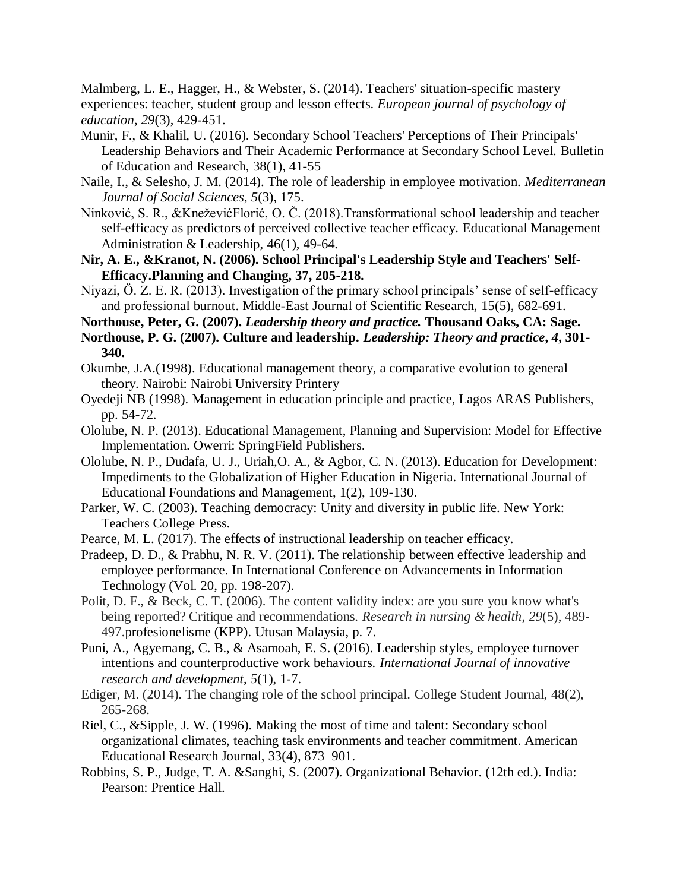Malmberg, L. E., Hagger, H., & Webster, S. (2014). Teachers' situation-specific mastery experiences: teacher, student group and lesson effects. *European journal of psychology of education*, *29*(3), 429-451.

Munir, F., & Khalil, U. (2016). Secondary School Teachers' Perceptions of Their Principals' Leadership Behaviors and Their Academic Performance at Secondary School Level. Bulletin of Education and Research, 38(1), 41-55

Naile, I., & Selesho, J. M. (2014). The role of leadership in employee motivation. *Mediterranean Journal of Social Sciences*, *5*(3), 175.

Ninković, S. R., &KneževićFlorić, O. Č. (2018).Transformational school leadership and teacher self-efficacy as predictors of perceived collective teacher efficacy. Educational Management Administration & Leadership, 46(1), 49-64.

**Nir, A. E., &Kranot, N. (2006). School Principal's Leadership Style and Teachers' Self-Efficacy.Planning and Changing, 37, 205-218.**

Niyazi, Ö. Z. E. R. (2013). Investigation of the primary school principals' sense of self-efficacy and professional burnout. Middle-East Journal of Scientific Research, 15(5), 682-691.

**Northouse, Peter, G. (2007). *Leadership theory and practice.* Thousand Oaks, CA: Sage.**

**Northouse, P. G. (2007). Culture and leadership. *Leadership: Theory and practice*, *4*, 301-340.**

Okumbe, J.A.(1998). Educational management theory, a comparative evolution to general theory. Nairobi: Nairobi University Printery

Oyedeji NB (1998). Management in education principle and practice, Lagos ARAS Publishers, pp. 54-72.

Ololube, N. P. (2013). Educational Management, Planning and Supervision: Model for Effective Implementation. Owerri: SpringField Publishers.

Ololube, N. P., Dudafa, U. J., Uriah,O. A., & Agbor, C. N. (2013). Education for Development: Impediments to the Globalization of Higher Education in Nigeria. International Journal of Educational Foundations and Management, 1(2), 109-130.

Parker, W. C. (2003). Teaching democracy: Unity and diversity in public life. New York: Teachers College Press.

Pearce, M. L. (2017). The effects of instructional leadership on teacher efficacy.

Pradeep, D. D., & Prabhu, N. R. V. (2011). The relationship between effective leadership and employee performance. In International Conference on Advancements in Information Technology (Vol. 20, pp. 198-207).

Polit, D. F., & Beck, C. T. (2006). The content validity index: are you sure you know what's being reported? Critique and recommendations. *Research in nursing & health*, *29*(5), 489-497.profesionelisme (KPP). Utusan Malaysia, p. 7.

Puni, A., Agyemang, C. B., & Asamoah, E. S. (2016). Leadership styles, employee turnover intentions and counterproductive work behaviours. *International Journal of innovative research and development*, *5*(1), 1-7.

Ediger, M. (2014). The changing role of the school principal. College Student Journal, 48(2), 265-268.

Riel, C., &Sipple, J. W. (1996). Making the most of time and talent: Secondary school organizational climates, teaching task environments and teacher commitment. American Educational Research Journal, 33(4), 873–901.

Robbins, S. P., Judge, T. A. &Sanghi, S. (2007). Organizational Behavior. (12th ed.). India: Pearson: Prentice Hall.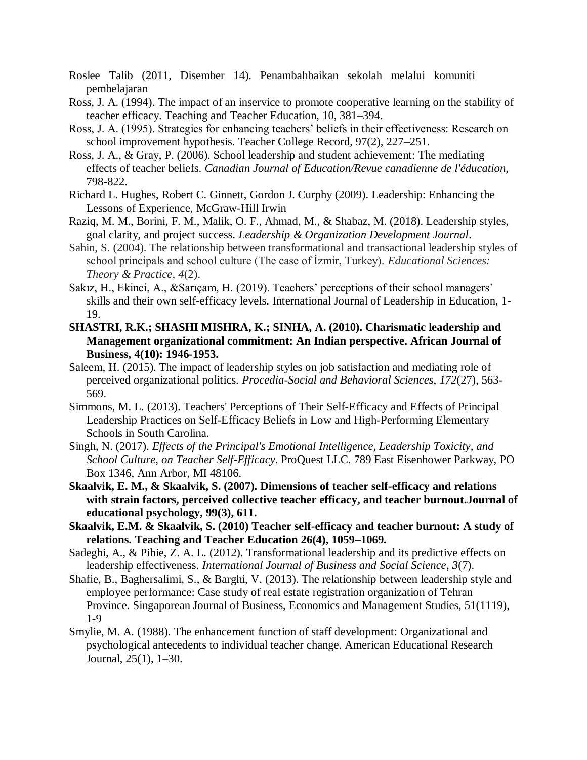Roslee Talib (2011, Disember 14). Penambahbaikan sekolah melalui komuniti pembelajaran

Ross, J. A. (1994). The impact of an inservice to promote cooperative learning on the stability of teacher efficacy. Teaching and Teacher Education, 10, 381–394.

Ross, J. A. (1995). Strategies for enhancing teachers' beliefs in their effectiveness: Research on school improvement hypothesis. Teacher College Record, 97(2), 227–251.

Ross, J. A., & Gray, P. (2006). School leadership and student achievement: The mediating effects of teacher beliefs. *Canadian Journal of Education/Revue canadienne de l'éducation*, 798-822.

Richard L. Hughes, Robert C. Ginnett, Gordon J. Curphy (2009). Leadership: Enhancing the Lessons of Experience, McGraw-Hill Irwin

Raziq, M. M., Borini, F. M., Malik, O. F., Ahmad, M., & Shabaz, M. (2018). Leadership styles, goal clarity, and project success. *Leadership & Organization Development Journal*.

Sahin, S. (2004). The relationship between transformational and transactional leadership styles of school principals and school culture (The case of İzmir, Turkey). *Educational Sciences: Theory & Practice*, *4*(2).

Sakız, H., Ekinci, A., &Sarıçam, H. (2019). Teachers' perceptions of their school managers' skills and their own self-efficacy levels. International Journal of Leadership in Education, 1-19.

**SHASTRI, R.K.; SHASHI MISHRA, K.; SINHA, A. (2010). Charismatic leadership and Management organizational commitment: An Indian perspective. African Journal of Business, 4(10): 1946-1953.**

Saleem, H. (2015). The impact of leadership styles on job satisfaction and mediating role of perceived organizational politics. *Procedia-Social and Behavioral Sciences*, *172*(27), 563-569.

Simmons, M. L. (2013). Teachers' Perceptions of Their Self-Efficacy and Effects of Principal Leadership Practices on Self-Efficacy Beliefs in Low and High-Performing Elementary Schools in South Carolina.

Singh, N. (2017). *Effects of the Principal's Emotional Intelligence, Leadership Toxicity, and School Culture, on Teacher Self-Efficacy*. ProQuest LLC. 789 East Eisenhower Parkway, PO Box 1346, Ann Arbor, MI 48106.

**Skaalvik, E. M., & Skaalvik, S. (2007). Dimensions of teacher self-efficacy and relations with strain factors, perceived collective teacher efficacy, and teacher burnout.Journal of educational psychology, 99(3), 611.**

**Skaalvik, E.M. & Skaalvik, S. (2010) Teacher self-efficacy and teacher burnout: A study of relations. Teaching and Teacher Education 26(4), 1059–1069.**

Sadeghi, A., & Pihie, Z. A. L. (2012). Transformational leadership and its predictive effects on leadership effectiveness. *International Journal of Business and Social Science*, *3*(7).

Shafie, B., Baghersalimi, S., & Barghi, V. (2013). The relationship between leadership style and employee performance: Case study of real estate registration organization of Tehran Province. Singaporean Journal of Business, Economics and Management Studies, 51(1119), 1-9

Smylie, M. A. (1988). The enhancement function of staff development: Organizational and psychological antecedents to individual teacher change. American Educational Research Journal, 25(1), 1–30.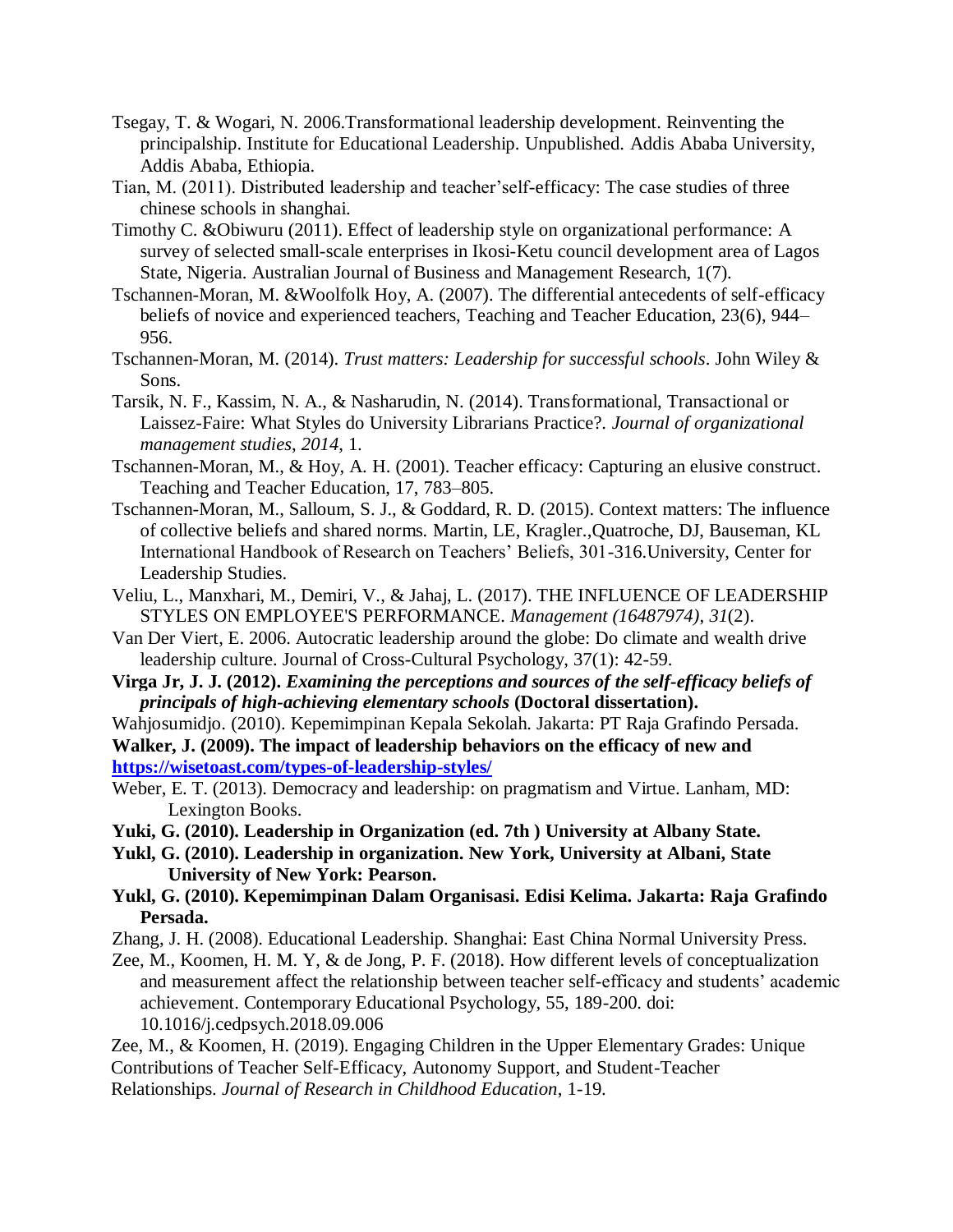Tsegay, T. & Wogari, N. 2006.Transformational leadership development. Reinventing the principalship. Institute for Educational Leadership. Unpublished. Addis Ababa University, Addis Ababa, Ethiopia.

Tian, M. (2011). Distributed leadership and teacher'self-efficacy: The case studies of three chinese schools in shanghai.

Timothy C. &Obiwuru (2011). Effect of leadership style on organizational performance: A survey of selected small-scale enterprises in Ikosi-Ketu council development area of Lagos State, Nigeria. Australian Journal of Business and Management Research, 1(7).

Tschannen-Moran, M. &Woolfolk Hoy, A. (2007). The differential antecedents of self-efficacy beliefs of novice and experienced teachers, Teaching and Teacher Education, 23(6), 944–956.

Tschannen-Moran, M. (2014). *Trust matters: Leadership for successful schools*. John Wiley & Sons.

Tarsik, N. F., Kassim, N. A., & Nasharudin, N. (2014). Transformational, Transactional or Laissez-Faire: What Styles do University Librarians Practice?. *Journal of organizational management studies*, *2014*, 1.

Tschannen-Moran, M., & Hoy, A. H. (2001). Teacher efficacy: Capturing an elusive construct. Teaching and Teacher Education, 17, 783–805.

Tschannen-Moran, M., Salloum, S. J., & Goddard, R. D. (2015). Context matters: The influence of collective beliefs and shared norms. Martin, LE, Kragler.,Quatroche, DJ, Bauseman, KL International Handbook of Research on Teachers' Beliefs, 301-316.University, Center for Leadership Studies.

Veliu, L., Manxhari, M., Demiri, V., & Jahaj, L. (2017). THE INFLUENCE OF LEADERSHIP STYLES ON EMPLOYEE'S PERFORMANCE. *Management (16487974)*, *31*(2).

Van Der Viert, E. 2006. Autocratic leadership around the globe: Do climate and wealth drive leadership culture. Journal of Cross-Cultural Psychology, 37(1): 42-59.

**Virga Jr, J. J. (2012).** ***Examining the perceptions and sources of the self-efficacy beliefs of principals of high-achieving elementary schools*** **(Doctoral dissertation).**

Wahjosumidjo. (2010). Kepemimpinan Kepala Sekolah. Jakarta: PT Raja Grafindo Persada.

**Walker, J. (2009). The impact of leadership behaviors on the efficacy of new and** **https://wisetoast.com/types-of-leadership-styles/**

Weber, E. T. (2013). Democracy and leadership: on pragmatism and Virtue. Lanham, MD: Lexington Books.

**Yuki, G. (2010). Leadership in Organization (ed. 7th ) University at Albany State.**

**Yukl, G. (2010). Leadership in organization. New York, University at Albani, State University of New York: Pearson.**

**Yukl, G. (2010). Kepemimpinan Dalam Organisasi. Edisi Kelima. Jakarta: Raja Grafindo Persada.**

Zhang, J. H. (2008). Educational Leadership. Shanghai: East China Normal University Press.

Zee, M., Koomen, H. M. Y, & de Jong, P. F. (2018). How different levels of conceptualization and measurement affect the relationship between teacher self-efficacy and students' academic achievement. Contemporary Educational Psychology, 55, 189-200. doi: 10.1016/j.cedpsych.2018.09.006

Zee, M., & Koomen, H. (2019). Engaging Children in the Upper Elementary Grades: Unique Contributions of Teacher Self-Efficacy, Autonomy Support, and Student-Teacher Relationships. *Journal of Research in Childhood Education*, 1-19.